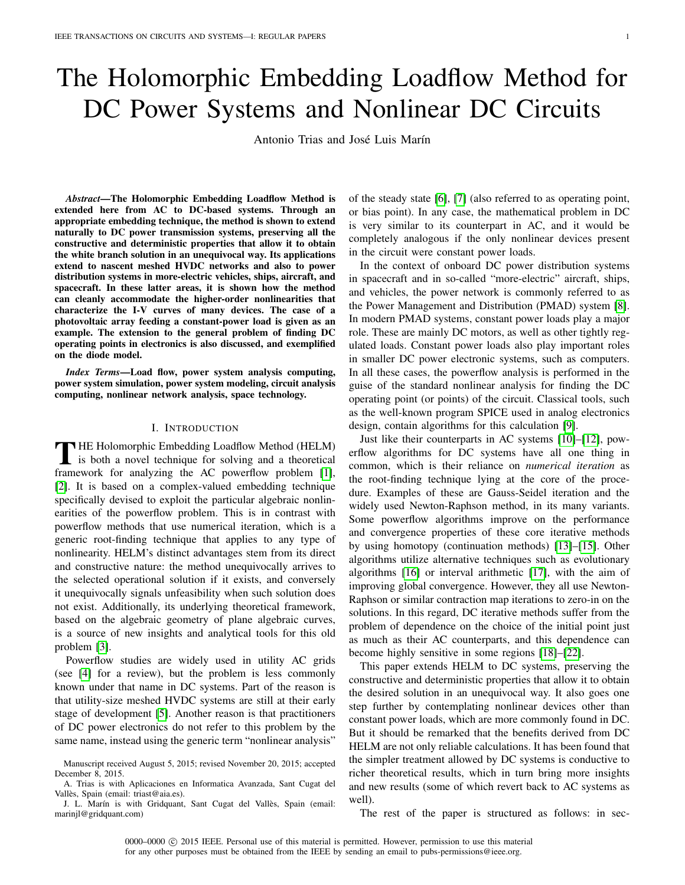# The Holomorphic Embedding Loadflow Method for DC Power Systems and Nonlinear DC Circuits

Antonio Trias and José Luis Marín

***Abstract*—The Holomorphic Embedding Loadflow Method is extended here from AC to DC-based systems. Through an appropriate embedding technique, the method is shown to extend naturally to DC power transmission systems, preserving all the constructive and deterministic properties that allow it to obtain the white branch solution in an unequivocal way. Its applications extend to nascent meshed HVDC networks and also to power distribution systems in more-electric vehicles, ships, aircraft, and spacecraft. In these latter areas, it is shown how the method can cleanly accommodate the higher-order nonlinearities that characterize the I-V curves of many devices. The case of a photovoltaic array feeding a constant-power load is given as an example. The extension to the general problem of finding DC operating points in electronics is also discussed, and exemplified on the diode model.**

***Index Terms*—Load flow, power system analysis computing, power system simulation, power system modeling, circuit analysis computing, nonlinear network analysis, space technology.**

## I. Introduction

The Holomorphic Embedding Loadflow Method (HELM) is both a novel technique for solving and a theoretical framework for analyzing the AC powerflow problem [1], [2]. It is based on a complex-valued embedding technique specifically devised to exploit the particular algebraic nonlinearities of the powerflow problem. This is in contrast with powerflow methods that use numerical iteration, which is a generic root-finding technique that applies to any type of nonlinearity. HELM's distinct advantages stem from its direct and constructive nature: the method unequivocally arrives to the selected operational solution if it exists, and conversely it unequivocally signals unfeasibility when such solution does not exist. Additionally, its underlying theoretical framework, based on the algebraic geometry of plane algebraic curves, is a source of new insights and analytical tools for this old problem [3].

Powerflow studies are widely used in utility AC grids (see [4] for a review), but the problem is less commonly known under that name in DC systems. Part of the reason is that utility-size meshed HVDC systems are still at their early stage of development [5]. Another reason is that practitioners of DC power electronics do not refer to this problem by the same name, instead using the generic term "nonlinear analysis" of the steady state [6], [7] (also referred to as operating point, or bias point). In any case, the mathematical problem in DC is very similar to its counterpart in AC, and it would be completely analogous if the only nonlinear devices present in the circuit were constant power loads.

In the context of onboard DC power distribution systems in spacecraft and in so-called "more-electric" aircraft, ships, and vehicles, the power network is commonly referred to as the Power Management and Distribution (PMAD) system [8]. In modern PMAD systems, constant power loads play a major role. These are mainly DC motors, as well as other tightly regulated loads. Constant power loads also play important roles in smaller DC power electronic systems, such as computers. In all these cases, the powerflow analysis is performed in the guise of the standard nonlinear analysis for finding the DC operating point (or points) of the circuit. Classical tools, such as the well-known program SPICE used in analog electronics design, contain algorithms for this calculation [9].

Just like their counterparts in AC systems [10]–[12], powerflow algorithms for DC systems have all one thing in common, which is their reliance on *numerical iteration* as the root-finding technique lying at the core of the procedure. Examples of these are Gauss-Seidel iteration and the widely used Newton-Raphson method, in its many variants. Some powerflow algorithms improve on the performance and convergence properties of these core iterative methods by using homotopy (continuation methods) [13]–[15]. Other algorithms utilize alternative techniques such as evolutionary algorithms [16] or interval arithmetic [17], with the aim of improving global convergence. However, they all use Newton-Raphson or similar contraction map iterations to zero-in on the solutions. In this regard, DC iterative methods suffer from the problem of dependence on the choice of the initial point just as much as their AC counterparts, and this dependence can become highly sensitive in some regions [18]–[22].

This paper extends HELM to DC systems, preserving the constructive and deterministic properties that allow it to obtain the desired solution in an unequivocal way. It also goes one step further by contemplating nonlinear devices other than constant power loads, which are more commonly found in DC. But it should be remarked that the benefits derived from DC HELM are not only reliable calculations. It has been found that the simpler treatment allowed by DC systems is conductive to richer theoretical results, which in turn bring more insights and new results (some of which revert back to AC systems as well).

The rest of the paper is structured as follows: in sec-

Manuscript received August 5, 2015; revised November 20, 2015; accepted December 8, 2015.

A. Trias is with Aplicaciones en Informatica Avanzada, Sant Cugat del Vallès, Spain (email: triast@aia.es).

J. L. Marín is with Gridquant, Sant Cugat del Vallès, Spain (email: marinjl@gridquant.com)

0000–0000 © 2015 IEEE. Personal use of this material is permitted. However, permission to use this material for any other purposes must be obtained from the IEEE by sending an email to pubs-permissions@ieee.org.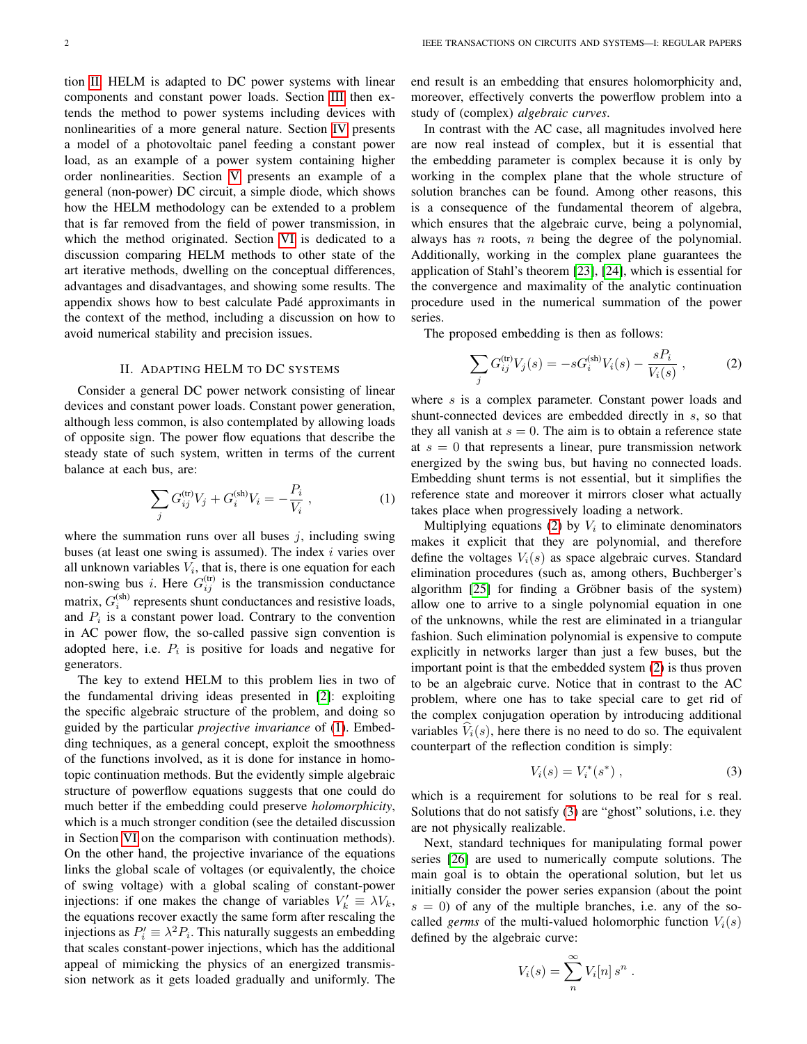tion II. HELM is adapted to DC power systems with linear components and constant power loads. Section III then extends the method to power systems including devices with nonlinearities of a more general nature. Section IV presents a model of a photovoltaic panel feeding a constant power load, as an example of a power system containing higher order nonlinearities. Section V presents an example of a general (non-power) DC circuit, a simple diode, which shows how the HELM methodology can be extended to a problem that is far removed from the field of power transmission, in which the method originated. Section VI is dedicated to a discussion comparing HELM methods to other state of the art iterative methods, dwelling on the conceptual differences, advantages and disadvantages, and showing some results. The appendix shows how to best calculate Padé approximants in the context of the method, including a discussion on how to avoid numerical stability and precision issues.

## II. Adapting HELM to DC systems

Consider a general DC power network consisting of linear devices and constant power loads. Constant power generation, although less common, is also contemplated by allowing loads of opposite sign. The power flow equations that describe the steady state of such system, written in terms of the current balance at each bus, are:

$$\sum_j G_{ij}^{(\mathrm{tr})} V_j + G_i^{(\mathrm{sh})} V_i = -\frac{P_i}{V_i} \,, \tag{1}$$

where the summation runs over all buses $j$, including swing buses (at least one swing is assumed). The index $i$ varies over all unknown variables $V_i$, that is, there is one equation for each non-swing bus $i$. Here $G_{ij}^{(\mathrm{tr})}$ is the transmission conductance matrix, $G_i^{(\mathrm{sh})}$ represents shunt conductances and resistive loads, and $P_i$ is a constant power load. Contrary to the convention in AC power flow, the so-called passive sign convention is adopted here, i.e. $P_i$ is positive for loads and negative for generators.

The key to extend HELM to this problem lies in two of the fundamental driving ideas presented in [2]: exploiting the specific algebraic structure of the problem, and doing so guided by the particular *projective invariance* of (1). Embedding techniques, as a general concept, exploit the smoothness of the functions involved, as it is done for instance in homotopic continuation methods. But the evidently simple algebraic structure of powerflow equations suggests that one could do much better if the embedding could preserve *holomorphicity*, which is a much stronger condition (see the detailed discussion in Section VI on the comparison with continuation methods). On the other hand, the projective invariance of the equations links the global scale of voltages (or equivalently, the choice of swing voltage) with a global scaling of constant-power injections: if one makes the change of variables $V_k' \equiv \lambda V_k$, the equations recover exactly the same form after rescaling the injections as $P_i' \equiv \lambda^2 P_i$. This naturally suggests an embedding that scales constant-power injections, which has the additional appeal of mimicking the physics of an energized transmission network as it gets loaded gradually and uniformly. The end result is an embedding that ensures holomorphicity and, moreover, effectively converts the powerflow problem into a study of (complex) *algebraic curves*.

In contrast with the AC case, all magnitudes involved here are now real instead of complex, but it is essential that the embedding parameter is complex because it is only by working in the complex plane that the whole structure of solution branches can be found. Among other reasons, this is a consequence of the fundamental theorem of algebra, which ensures that the algebraic curve, being a polynomial, always has $n$ roots, $n$ being the degree of the polynomial. Additionally, working in the complex plane guarantees the application of Stahl's theorem [23], [24], which is essential for the convergence and maximality of the analytic continuation procedure used in the numerical summation of the power series.

The proposed embedding is then as follows:

$$\sum_j G_{ij}^{(\mathrm{tr})} V_j(s) = -s G_i^{(\mathrm{sh})} V_i(s) - \frac{s P_i}{V_i(s)} \,, \tag{2}$$

where $s$ is a complex parameter. Constant power loads and shunt-connected devices are embedded directly in $s$, so that they all vanish at $s = 0$. The aim is to obtain a reference state at $s = 0$ that represents a linear, pure transmission network energized by the swing bus, but having no connected loads. Embedding shunt terms is not essential, but it simplifies the reference state and moreover it mirrors closer what actually takes place when progressively loading a network.

Multiplying equations (2) by $V_i$ to eliminate denominators makes it explicit that they are polynomial, and therefore define the voltages $V_i(s)$ as space algebraic curves. Standard elimination procedures (such as, among others, Buchberger's algorithm [25] for finding a Gröbner basis of the system) allow one to arrive to a single polynomial equation in one of the unknowns, while the rest are eliminated in a triangular fashion. Such elimination polynomial is expensive to compute explicitly in networks larger than just a few buses, but the important point is that the embedded system (2) is thus proven to be an algebraic curve. Notice that in contrast to the AC problem, where one has to take special care to get rid of the complex conjugation operation by introducing additional variables $\widehat{V}_i(s)$, here there is no need to do so. The equivalent counterpart of the reflection condition is simply:

$$V_i(s) = V_i^*(s^*) \,, \tag{3}$$

which is a requirement for solutions to be real for s real. Solutions that do not satisfy (3) are "ghost" solutions, i.e. they are not physically realizable.

Next, standard techniques for manipulating formal power series [26] are used to numerically compute solutions. The main goal is to obtain the operational solution, but let us initially consider the power series expansion (about the point $s = 0$) of any of the multiple branches, i.e. any of the so-called *germs* of the multi-valued holomorphic function $V_i(s)$ defined by the algebraic curve:

$$V_i(s) = \sum_n^{\infty} V_i[n]\, s^n \,.$$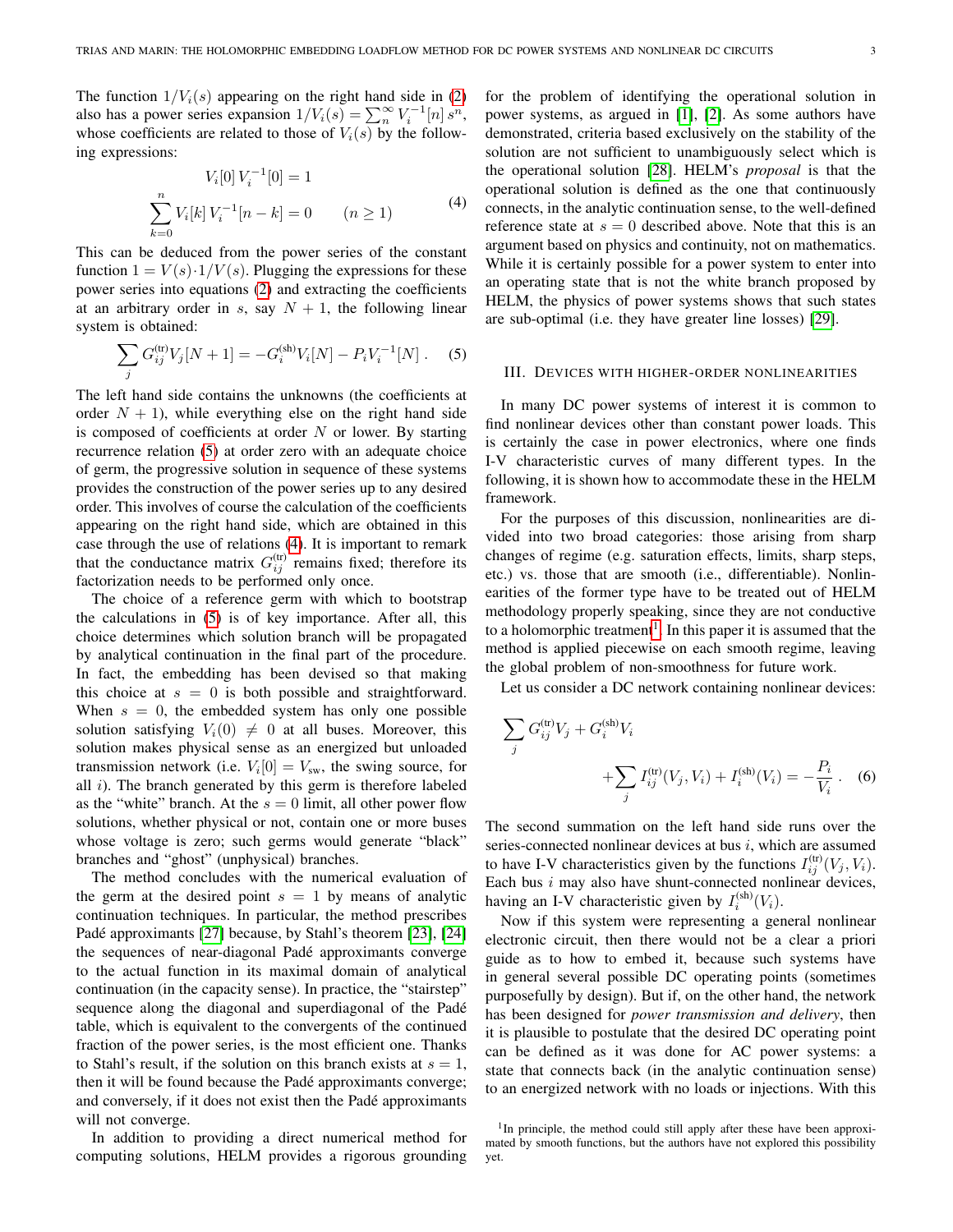The function $1/V_i(s)$ appearing on the right hand side in (2) also has a power series expansion $1/V_i(s) = \sum_n^\infty V_i^{-1}[n]\, s^n$, whose coefficients are related to those of $V_i(s)$ by the following expressions:

$$
\begin{aligned}
V_i[0]\, V_i^{-1}[0] &= 1 \\
\sum_{k=0}^{n} V_i[k]\, V_i^{-1}[n-k] &= 0 \qquad (n \geq 1)
\end{aligned}
\tag{4}
$$

This can be deduced from the power series of the constant function $1 = V(s) \cdot 1/V(s)$. Plugging the expressions for these power series into equations (2) and extracting the coefficients at an arbitrary order in $s$, say $N+1$, the following linear system is obtained:

$$
\sum_j G_{ij}^{(\text{tr})} V_j[N+1] = -G_i^{(\text{sh})} V_i[N] - P_i V_i^{-1}[N]\,. \tag{5}
$$

The left hand side contains the unknowns (the coefficients at order $N+1$), while everything else on the right hand side is composed of coefficients at order $N$ or lower. By starting recurrence relation (5) at order zero with an adequate choice of germ, the progressive solution in sequence of these systems provides the construction of the power series up to any desired order. This involves of course the calculation of the coefficients appearing on the right hand side, which are obtained in this case through the use of relations (4). It is important to remark that the conductance matrix $G_{ij}^{(\text{tr})}$ remains fixed; therefore its factorization needs to be performed only once.

The choice of a reference germ with which to bootstrap the calculations in (5) is of key importance. After all, this choice determines which solution branch will be propagated by analytical continuation in the final part of the procedure. In fact, the embedding has been devised so that making this choice at $s = 0$ is both possible and straightforward. When $s = 0$, the embedded system has only one possible solution satisfying $V_i(0) \neq 0$ at all buses. Moreover, this solution makes physical sense as an energized but unloaded transmission network (i.e. $V_i[0] = V_{\text{sw}}$, the swing source, for all $i$). The branch generated by this germ is therefore labeled as the "white" branch. At the $s = 0$ limit, all other power flow solutions, whether physical or not, contain one or more buses whose voltage is zero; such germs would generate "black" branches and "ghost" (unphysical) branches.

The method concludes with the numerical evaluation of the germ at the desired point $s = 1$ by means of analytic continuation techniques. In particular, the method prescribes Padé approximants [27] because, by Stahl's theorem [23], [24] the sequences of near-diagonal Padé approximants converge to the actual function in its maximal domain of analytical continuation (in the capacity sense). In practice, the "stairstep" sequence along the diagonal and superdiagonal of the Padé table, which is equivalent to the convergents of the continued fraction of the power series, is the most efficient one. Thanks to Stahl's result, if the solution on this branch exists at $s = 1$, then it will be found because the Padé approximants converge; and conversely, if it does not exist then the Padé approximants will not converge.

In addition to providing a direct numerical method for computing solutions, HELM provides a rigorous grounding for the problem of identifying the operational solution in power systems, as argued in [1], [2]. As some authors have demonstrated, criteria based exclusively on the stability of the solution are not sufficient to unambiguously select which is the operational solution [28]. HELM's *proposal* is that the operational solution is defined as the one that continuously connects, in the analytic continuation sense, to the well-defined reference state at $s = 0$ described above. Note that this is an argument based on physics and continuity, not on mathematics. While it is certainly possible for a power system to enter into an operating state that is not the white branch proposed by HELM, the physics of power systems shows that such states are sub-optimal (i.e. they have greater line losses) [29].

## III. Devices with Higher-Order Nonlinearities

In many DC power systems of interest it is common to find nonlinear devices other than constant power loads. This is certainly the case in power electronics, where one finds I-V characteristic curves of many different types. In the following, it is shown how to accommodate these in the HELM framework.

For the purposes of this discussion, nonlinearities are divided into two broad categories: those arising from sharp changes of regime (e.g. saturation effects, limits, sharp steps, etc.) vs. those that are smooth (i.e., differentiable). Nonlinearities of the former type have to be treated out of HELM methodology properly speaking, since they are not conductive to a holomorphic treatment[1]. In this paper it is assumed that the method is applied piecewise on each smooth regime, leaving the global problem of non-smoothness for future work.

Let us consider a DC network containing nonlinear devices:

$$
\sum_j G_{ij}^{(\text{tr})} V_j + G_i^{(\text{sh})} V_i + \sum_j I_{ij}^{(\text{tr})}(V_j, V_i) + I_i^{(\text{sh})}(V_i) = -\frac{P_i}{V_i}\,. \tag{6}
$$

The second summation on the left hand side runs over the series-connected nonlinear devices at bus $i$, which are assumed to have I-V characteristics given by the functions $I_{ij}^{(\text{tr})}(V_j, V_i)$. Each bus $i$ may also have shunt-connected nonlinear devices, having an I-V characteristic given by $I_i^{(\text{sh})}(V_i)$.

Now if this system were representing a general nonlinear electronic circuit, then there would not be a clear a priori guide as to how to embed it, because such systems have in general several possible DC operating points (sometimes purposefully by design). But if, on the other hand, the network has been designed for *power transmission and delivery*, then it is plausible to postulate that the desired DC operating point can be defined as it was done for AC power systems: a state that connects back (in the analytic continuation sense) to an energized network with no loads or injections. With this

[1] In principle, the method could still apply after these have been approximated by smooth functions, but the authors have not explored this possibility yet.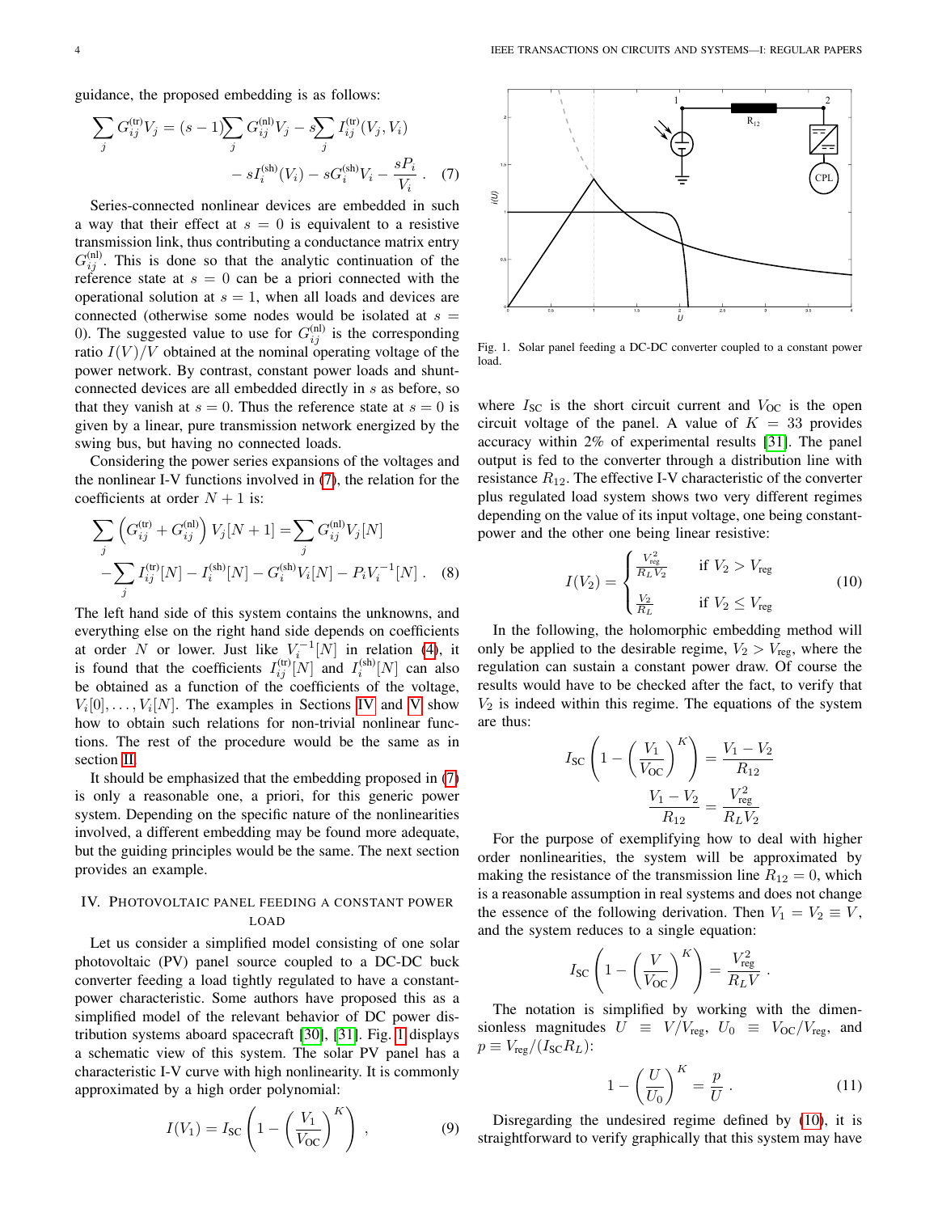guidance, the proposed embedding is as follows:

$$\sum_j G_{ij}^{(\mathrm{tr})} V_j = (s-1)\sum_j G_{ij}^{(\mathrm{nl})} V_j - s\sum_j I_{ij}^{(\mathrm{tr})}(V_j, V_i) - sI_i^{(\mathrm{sh})}(V_i) - sG_i^{(\mathrm{sh})} V_i - \frac{sP_i}{V_i} \,. \quad (7)$$

Series-connected nonlinear devices are embedded in such a way that their effect at $s = 0$ is equivalent to a resistive transmission link, thus contributing a conductance matrix entry $G_{ij}^{(\mathrm{nl})}$. This is done so that the analytic continuation of the reference state at $s = 0$ can be a priori connected with the operational solution at $s = 1$, when all loads and devices are connected (otherwise some nodes would be isolated at $s = 0$). The suggested value to use for $G_{ij}^{(\mathrm{nl})}$ is the corresponding ratio $I(V)/V$ obtained at the nominal operating voltage of the power network. By contrast, constant power loads and shunt-connected devices are all embedded directly in $s$ as before, so that they vanish at $s = 0$. Thus the reference state at $s = 0$ is given by a linear, pure transmission network energized by the swing bus, but having no connected loads.

Considering the power series expansions of the voltages and the nonlinear I-V functions involved in (7), the relation for the coefficients at order $N + 1$ is:

$$\sum_j \left(G_{ij}^{(\mathrm{tr})} + G_{ij}^{(\mathrm{nl})}\right) V_j[N+1] = \sum_j G_{ij}^{(\mathrm{nl})} V_j[N] - \sum_j I_{ij}^{(\mathrm{tr})}[N] - I_i^{(\mathrm{sh})}[N] - G_i^{(\mathrm{sh})} V_i[N] - P_i V_i^{-1}[N] \,. \quad (8)$$

The left hand side of this system contains the unknowns, and everything else on the right hand side depends on coefficients at order $N$ or lower. Just like $V_i^{-1}[N]$ in relation (4), it is found that the coefficients $I_{ij}^{(\mathrm{tr})}[N]$ and $I_i^{(\mathrm{sh})}[N]$ can also be obtained as a function of the coefficients of the voltage, $V_i[0], \ldots, V_i[N]$. The examples in Sections IV and V show how to obtain such relations for non-trivial nonlinear functions. The rest of the procedure would be the same as in section II.

It should be emphasized that the embedding proposed in (7) is only a reasonable one, a priori, for this generic power system. Depending on the specific nature of the nonlinearities involved, a different embedding may be found more adequate, but the guiding principles would be the same. The next section provides an example.

## IV. Photovoltaic Panel Feeding a Constant Power Load

Let us consider a simplified model consisting of one solar photovoltaic (PV) panel source coupled to a DC-DC buck converter feeding a load tightly regulated to have a constant-power characteristic. Some authors have proposed this as a simplified model of the relevant behavior of DC power distribution systems aboard spacecraft [30], [31]. Fig. 1 displays a schematic view of this system. The solar PV panel has a characteristic I-V curve with high nonlinearity. It is commonly approximated by a high order polynomial:

$$I(V_1) = I_{\mathrm{SC}} \left(1 - \left(\frac{V_1}{V_{\mathrm{OC}}}\right)^K\right) \,, \quad (9)$$

Fig. 1. Solar panel feeding a DC-DC converter coupled to a constant power load.

where $I_{\mathrm{SC}}$ is the short circuit current and $V_{\mathrm{OC}}$ is the open circuit voltage of the panel. A value of $K = 33$ provides accuracy within 2% of experimental results [31]. The panel output is fed to the converter through a distribution line with resistance $R_{12}$. The effective I-V characteristic of the converter plus regulated load system shows two very different regimes depending on the value of its input voltage, one being constant-power and the other one being linear resistive:

$$I(V_2) = \begin{cases} \frac{V_{\mathrm{reg}}^2}{R_L V_2} & \text{if } V_2 > V_{\mathrm{reg}} \\ \frac{V_2}{R_L} & \text{if } V_2 \leq V_{\mathrm{reg}} \end{cases} \quad (10)$$

In the following, the holomorphic embedding method will only be applied to the desirable regime, $V_2 > V_{\mathrm{reg}}$, where the regulation can sustain a constant power draw. Of course the results would have to be checked after the fact, to verify that $V_2$ is indeed within this regime. The equations of the system are thus:

$$I_{\mathrm{SC}} \left(1 - \left(\frac{V_1}{V_{\mathrm{OC}}}\right)^K\right) = \frac{V_1 - V_2}{R_{12}}$$

$$\frac{V_1 - V_2}{R_{12}} = \frac{V_{\mathrm{reg}}^2}{R_L V_2}$$

For the purpose of exemplifying how to deal with higher order nonlinearities, the system will be approximated by making the resistance of the transmission line $R_{12} = 0$, which is a reasonable assumption in real systems and does not change the essence of the following derivation. Then $V_1 = V_2 \equiv V$, and the system reduces to a single equation:

$$I_{\mathrm{SC}} \left(1 - \left(\frac{V}{V_{\mathrm{OC}}}\right)^K\right) = \frac{V_{\mathrm{reg}}^2}{R_L V} \,.$$

The notation is simplified by working with the dimensionless magnitudes $U \equiv V/V_{\mathrm{reg}}$, $U_0 \equiv V_{\mathrm{OC}}/V_{\mathrm{reg}}$, and $p \equiv V_{\mathrm{reg}}/(I_{\mathrm{SC}} R_L)$:

$$1 - \left(\frac{U}{U_0}\right)^K = \frac{p}{U} \,. \quad (11)$$

Disregarding the undesired regime defined by (10), it is straightforward to verify graphically that this system may have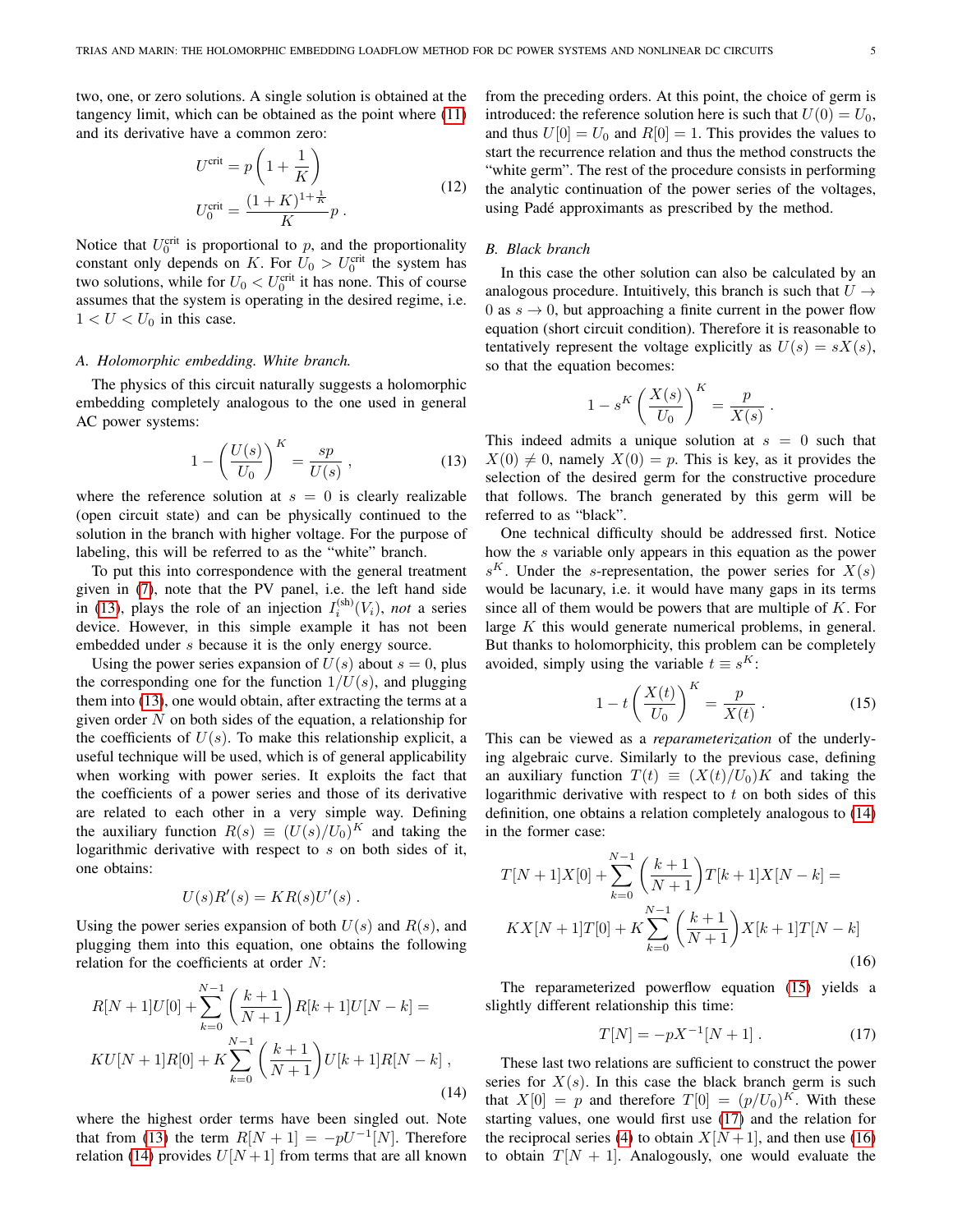two, one, or zero solutions. A single solution is obtained at the tangency limit, which can be obtained as the point where (11) and its derivative have a common zero:

$$
\begin{aligned}
U^{\text{crit}} &= p\left(1+\frac{1}{K}\right) \\
U_0^{\text{crit}} &= \frac{(1+K)^{1+\frac{1}{K}}}{K} p \;.
\end{aligned}
\tag{12}
$$

Notice that $U_0^{\text{crit}}$ is proportional to $p$, and the proportionality constant only depends on $K$. For $U_0 > U_0^{\text{crit}}$ the system has two solutions, while for $U_0 < U_0^{\text{crit}}$ it has none. This of course assumes that the system is operating in the desired regime, i.e. $1 < U < U_0$ in this case.

### A. Holomorphic embedding. White branch.

The physics of this circuit naturally suggests a holomorphic embedding completely analogous to the one used in general AC power systems:

$$
1 - \left(\frac{U(s)}{U_0}\right)^K = \frac{sp}{U(s)} \;, \tag{13}
$$

where the reference solution at $s = 0$ is clearly realizable (open circuit state) and can be physically continued to the solution in the branch with higher voltage. For the purpose of labeling, this will be referred to as the "white" branch.

To put this into correspondence with the general treatment given in (7), note that the PV panel, i.e. the left hand side in (13), plays the role of an injection $I_i^{(\text{sh})}(V_i)$, *not* a series device. However, in this simple example it has not been embedded under $s$ because it is the only energy source.

Using the power series expansion of $U(s)$ about $s = 0$, plus the corresponding one for the function $1/U(s)$, and plugging them into (13), one would obtain, after extracting the terms at a given order $N$ on both sides of the equation, a relationship for the coefficients of $U(s)$. To make this relationship explicit, a useful technique will be used, which is of general applicability when working with power series. It exploits the fact that the coefficients of a power series and those of its derivative are related to each other in a very simple way. Defining the auxiliary function $R(s) \equiv (U(s)/U_0)^K$ and taking the logarithmic derivative with respect to $s$ on both sides of it, one obtains:

$$
U(s)R'(s) = KR(s)U'(s) \;.
$$

Using the power series expansion of both $U(s)$ and $R(s)$, and plugging them into this equation, one obtains the following relation for the coefficients at order $N$:

$$
\begin{aligned}
&R[N+1]U[0] + \sum_{k=0}^{N-1}\left(\frac{k+1}{N+1}\right)R[k+1]U[N-k] = \\
&KU[N+1]R[0] + K\sum_{k=0}^{N-1}\left(\frac{k+1}{N+1}\right)U[k+1]R[N-k] \;,
\end{aligned}
\tag{14}
$$

where the highest order terms have been singled out. Note that from (13) the term $R[N+1] = -pU^{-1}[N]$. Therefore relation (14) provides $U[N+1]$ from terms that are all known from the preceding orders. At this point, the choice of germ is introduced: the reference solution here is such that $U(0) = U_0$, and thus $U[0] = U_0$ and $R[0] = 1$. This provides the values to start the recurrence relation and thus the method constructs the "white germ". The rest of the procedure consists in performing the analytic continuation of the power series of the voltages, using Padé approximants as prescribed by the method.

### B. Black branch

In this case the other solution can also be calculated by an analogous procedure. Intuitively, this branch is such that $U \to 0$ as $s \to 0$, but approaching a finite current in the power flow equation (short circuit condition). Therefore it is reasonable to tentatively represent the voltage explicitly as $U(s) = sX(s)$, so that the equation becomes:

$$
1 - s^K\left(\frac{X(s)}{U_0}\right)^K = \frac{p}{X(s)} \;.
$$

This indeed admits a unique solution at $s = 0$ such that $X(0) \neq 0$, namely $X(0) = p$. This is key, as it provides the selection of the desired germ for the constructive procedure that follows. The branch generated by this germ will be referred to as "black".

One technical difficulty should be addressed first. Notice how the $s$ variable only appears in this equation as the power $s^K$. Under the $s$-representation, the power series for $X(s)$ would be lacunary, i.e. it would have many gaps in its terms since all of them would be powers that are multiple of $K$. For large $K$ this would generate numerical problems, in general. But thanks to holomorphicity, this problem can be completely avoided, simply using the variable $t \equiv s^K$:

$$
1 - t\left(\frac{X(t)}{U_0}\right)^K = \frac{p}{X(t)} \;. \tag{15}
$$

This can be viewed as a *reparameterization* of the underlying algebraic curve. Similarly to the previous case, defining an auxiliary function $T(t) \equiv (X(t)/U_0)K$ and taking the logarithmic derivative with respect to $t$ on both sides of this definition, one obtains a relation completely analogous to (14) in the former case:

$$
\begin{aligned}
&T[N+1]X[0] + \sum_{k=0}^{N-1}\left(\frac{k+1}{N+1}\right)T[k+1]X[N-k] = \\
&KX[N+1]T[0] + K\sum_{k=0}^{N-1}\left(\frac{k+1}{N+1}\right)X[k+1]T[N-k]
\end{aligned}
\tag{16}
$$

The reparameterized powerflow equation (15) yields a slightly different relationship this time:

$$
T[N] = -pX^{-1}[N+1] \;. \tag{17}
$$

These last two relations are sufficient to construct the power series for $X(s)$. In this case the black branch germ is such that $X[0] = p$ and therefore $T[0] = (p/U_0)^K$. With these starting values, one would first use (17) and the relation for the reciprocal series (4) to obtain $X[N+1]$, and then use (16) to obtain $T[N+1]$. Analogously, one would evaluate the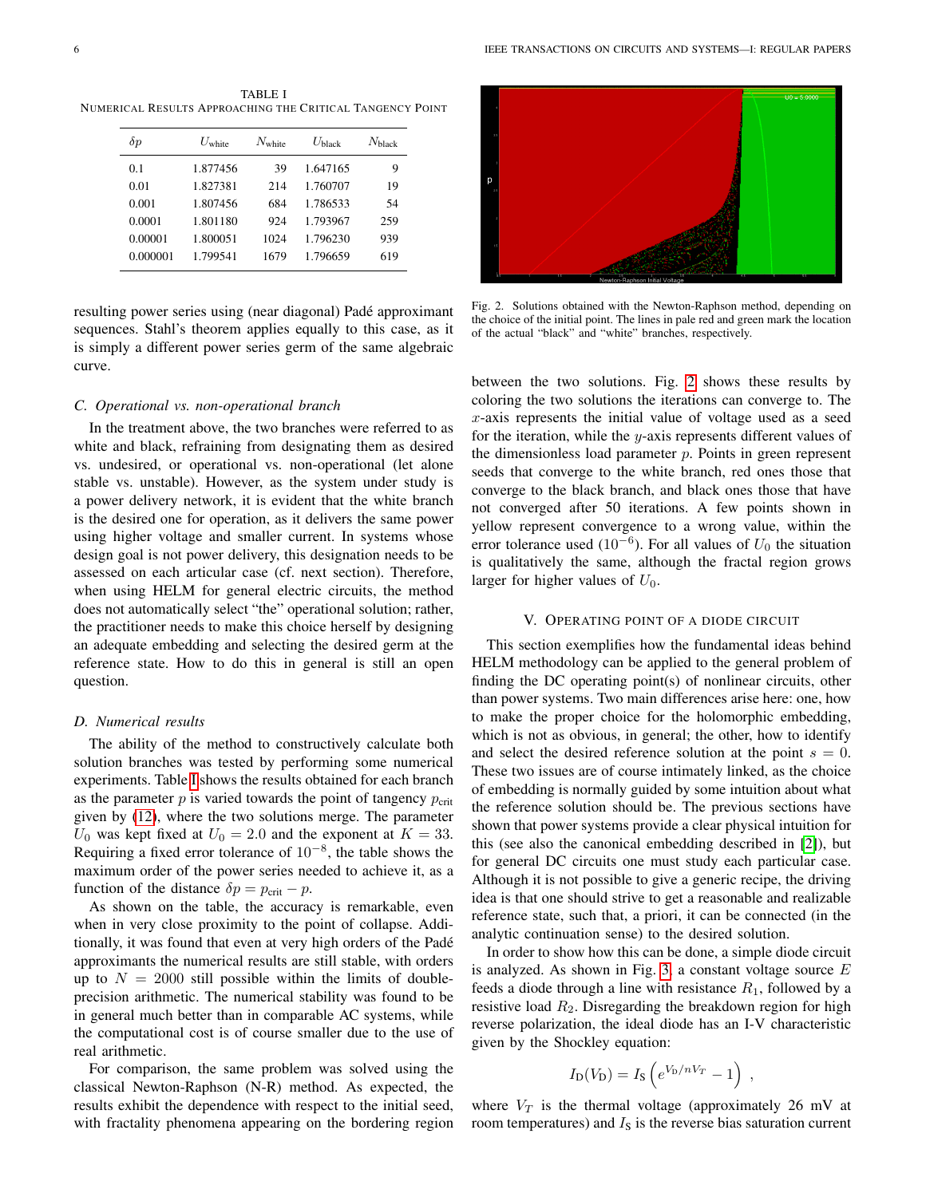TABLE I
NUMERICAL RESULTS APPROACHING THE CRITICAL TANGENCY POINT

| $\delta p$ | $U_{\text{white}}$ | $N_{\text{white}}$ | $U_{\text{black}}$ | $N_{\text{black}}$ |
|---|---|---|---|---|
| 0.1 | 1.877456 | 39 | 1.647165 | 9 |
| 0.01 | 1.827381 | 214 | 1.760707 | 19 |
| 0.001 | 1.807456 | 684 | 1.786533 | 54 |
| 0.0001 | 1.801180 | 924 | 1.793967 | 259 |
| 0.00001 | 1.800051 | 1024 | 1.796230 | 939 |
| 0.000001 | 1.799541 | 1679 | 1.796659 | 619 |

resulting power series using (near diagonal) Padé approximant sequences. Stahl's theorem applies equally to this case, as it is simply a different power series germ of the same algebraic curve.

### C. Operational vs. non-operational branch

In the treatment above, the two branches were referred to as white and black, refraining from designating them as desired vs. undesired, or operational vs. non-operational (let alone stable vs. unstable). However, as the system under study is a power delivery network, it is evident that the white branch is the desired one for operation, as it delivers the same power using higher voltage and smaller current. In systems whose design goal is not power delivery, this designation needs to be assessed on each articular case (cf. next section). Therefore, when using HELM for general electric circuits, the method does not automatically select "the" operational solution; rather, the practitioner needs to make this choice herself by designing an adequate embedding and selecting the desired germ at the reference state. How to do this in general is still an open question.

### D. Numerical results

The ability of the method to constructively calculate both solution branches was tested by performing some numerical experiments. Table I shows the results obtained for each branch as the parameter $p$ is varied towards the point of tangency $p_{\text{crit}}$ given by (12), where the two solutions merge. The parameter $U_0$ was kept fixed at $U_0 = 2.0$ and the exponent at $K = 33$. Requiring a fixed error tolerance of $10^{-8}$, the table shows the maximum order of the power series needed to achieve it, as a function of the distance $\delta p = p_{\text{crit}} - p$.

As shown on the table, the accuracy is remarkable, even when in very close proximity to the point of collapse. Additionally, it was found that even at very high orders of the Padé approximants the numerical results are still stable, with orders up to $N = 2000$ still possible within the limits of double-precision arithmetic. The numerical stability was found to be in general much better than in comparable AC systems, while the computational cost is of course smaller due to the use of real arithmetic.

For comparison, the same problem was solved using the classical Newton-Raphson (N-R) method. As expected, the results exhibit the dependence with respect to the initial seed, with fractality phenomena appearing on the bordering region between the two solutions. Fig. 2 shows these results by coloring the two solutions the iterations can converge to. The $x$-axis represents the initial value of voltage used as a seed for the iteration, while the $y$-axis represents different values of the dimensionless load parameter $p$. Points in green represent seeds that converge to the white branch, red ones those that converge to the black branch, and black ones those that have not converged after 50 iterations. A few points shown in yellow represent convergence to a wrong value, within the error tolerance used ($10^{-6}$). For all values of $U_0$ the situation is qualitatively the same, although the fractal region grows larger for higher values of $U_0$.

Fig. 2. Solutions obtained with the Newton-Raphson method, depending on the choice of the initial point. The lines in pale red and green mark the location of the actual "black" and "white" branches, respectively.

## V. OPERATING POINT OF A DIODE CIRCUIT

This section exemplifies how the fundamental ideas behind HELM methodology can be applied to the general problem of finding the DC operating point(s) of nonlinear circuits, other than power systems. Two main differences arise here: one, how to make the proper choice for the holomorphic embedding, which is not as obvious, in general; the other, how to identify and select the desired reference solution at the point $s = 0$. These two issues are of course intimately linked, as the choice of embedding is normally guided by some intuition about what the reference solution should be. The previous sections have shown that power systems provide a clear physical intuition for this (see also the canonical embedding described in [2]), but for general DC circuits one must study each particular case. Although it is not possible to give a generic recipe, the driving idea is that one should strive to get a reasonable and realizable reference state, such that, a priori, it can be connected (in the analytic continuation sense) to the desired solution.

In order to show how this can be done, a simple diode circuit is analyzed. As shown in Fig. 3, a constant voltage source $E$ feeds a diode through a line with resistance $R_1$, followed by a resistive load $R_2$. Disregarding the breakdown region for high reverse polarization, the ideal diode has an I-V characteristic given by the Shockley equation:

$$I_{\text{D}}(V_{\text{D}}) = I_{\text{S}} \left( e^{V_{\text{D}}/nV_T} - 1 \right) ,$$

where $V_T$ is the thermal voltage (approximately 26 mV at room temperatures) and $I_{\text{S}}$ is the reverse bias saturation current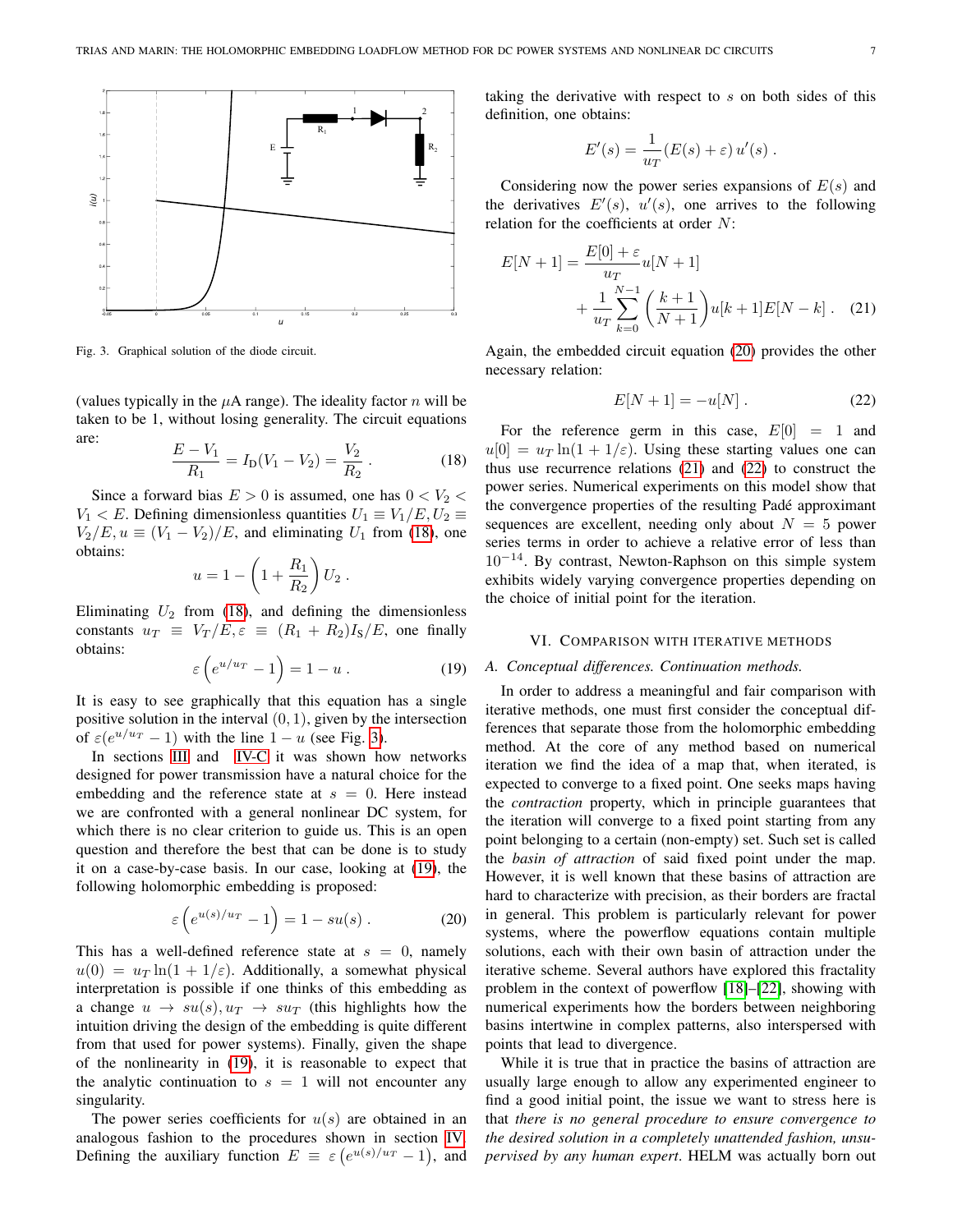Fig. 3. Graphical solution of the diode circuit.

(values typically in the $\mu$A range). The ideality factor $n$ will be taken to be 1, without losing generality. The circuit equations are:

$$\frac{E - V_1}{R_1} = I_{\mathrm{D}}(V_1 - V_2) = \frac{V_2}{R_2} \,. \tag{18}$$

Since a forward bias $E > 0$ is assumed, one has $0 < V_2 < V_1 < E$. Defining dimensionless quantities $U_1 \equiv V_1/E, U_2 \equiv V_2/E, u \equiv (V_1 - V_2)/E$, and eliminating $U_1$ from (18), one obtains:

$$u = 1 - \left(1 + \frac{R_1}{R_2}\right) U_2 \,.$$

Eliminating $U_2$ from (18), and defining the dimensionless constants $u_T \equiv V_T/E, \varepsilon \equiv (R_1 + R_2)I_{\mathrm{S}}/E$, one finally obtains:

$$\varepsilon \left(e^{u/u_T} - 1\right) = 1 - u \,. \tag{19}$$

It is easy to see graphically that this equation has a single positive solution in the interval $(0, 1)$, given by the intersection of $\varepsilon(e^{u/u_T} - 1)$ with the line $1 - u$ (see Fig. 3).

In sections III and IV-C it was shown how networks designed for power transmission have a natural choice for the embedding and the reference state at $s = 0$. Here instead we are confronted with a general nonlinear DC system, for which there is no clear criterion to guide us. This is an open question and therefore the best that can be done is to study it on a case-by-case basis. In our case, looking at (19), the following holomorphic embedding is proposed:

$$\varepsilon \left(e^{u(s)/u_T} - 1\right) = 1 - s u(s) \,. \tag{20}$$

This has a well-defined reference state at $s = 0$, namely $u(0) = u_T \ln(1 + 1/\varepsilon)$. Additionally, a somewhat physical interpretation is possible if one thinks of this embedding as a change $u \to su(s), u_T \to su_T$ (this highlights how the intuition driving the design of the embedding is quite different from that used for power systems). Finally, given the shape of the nonlinearity in (19), it is reasonable to expect that the analytic continuation to $s = 1$ will not encounter any singularity.

The power series coefficients for $u(s)$ are obtained in an analogous fashion to the procedures shown in section IV. Defining the auxiliary function $E \equiv \varepsilon \left(e^{u(s)/u_T} - 1\right)$, and taking the derivative with respect to $s$ on both sides of this definition, one obtains:

$$E'(s) = \frac{1}{u_T} (E(s) + \varepsilon)\, u'(s) \,.$$

Considering now the power series expansions of $E(s)$ and the derivatives $E'(s)$, $u'(s)$, one arrives to the following relation for the coefficients at order $N$:

$$E[N+1] = \frac{E[0] + \varepsilon}{u_T} u[N+1] + \frac{1}{u_T} \sum_{k=0}^{N-1} \left(\frac{k+1}{N+1}\right) u[k+1] E[N-k] \,. \tag{21}$$

Again, the embedded circuit equation (20) provides the other necessary relation:

$$E[N+1] = -u[N] \,. \tag{22}$$

For the reference germ in this case, $E[0] = 1$ and $u[0] = u_T \ln(1 + 1/\varepsilon)$. Using these starting values one can thus use recurrence relations (21) and (22) to construct the power series. Numerical experiments on this model show that the convergence properties of the resulting Padé approximant sequences are excellent, needing only about $N = 5$ power series terms in order to achieve a relative error of less than $10^{-14}$. By contrast, Newton-Raphson on this simple system exhibits widely varying convergence properties depending on the choice of initial point for the iteration.

## VI. Comparison with Iterative Methods

### A. *Conceptual differences. Continuation methods.*

In order to address a meaningful and fair comparison with iterative methods, one must first consider the conceptual differences that separate those from the holomorphic embedding method. At the core of any method based on numerical iteration we find the idea of a map that, when iterated, is expected to converge to a fixed point. One seeks maps having the *contraction* property, which in principle guarantees that the iteration will converge to a fixed point starting from any point belonging to a certain (non-empty) set. Such set is called the *basin of attraction* of said fixed point under the map. However, it is well known that these basins of attraction are hard to characterize with precision, as their borders are fractal in general. This problem is particularly relevant for power systems, where the powerflow equations contain multiple solutions, each with their own basin of attraction under the iterative scheme. Several authors have explored this fractality problem in the context of powerflow [18]–[22], showing with numerical experiments how the borders between neighboring basins intertwine in complex patterns, also interspersed with points that lead to divergence.

While it is true that in practice the basins of attraction are usually large enough to allow any experimented engineer to find a good initial point, the issue we want to stress here is that *there is no general procedure to ensure convergence to the desired solution in a completely unattended fashion, unsupervised by any human expert*. HELM was actually born out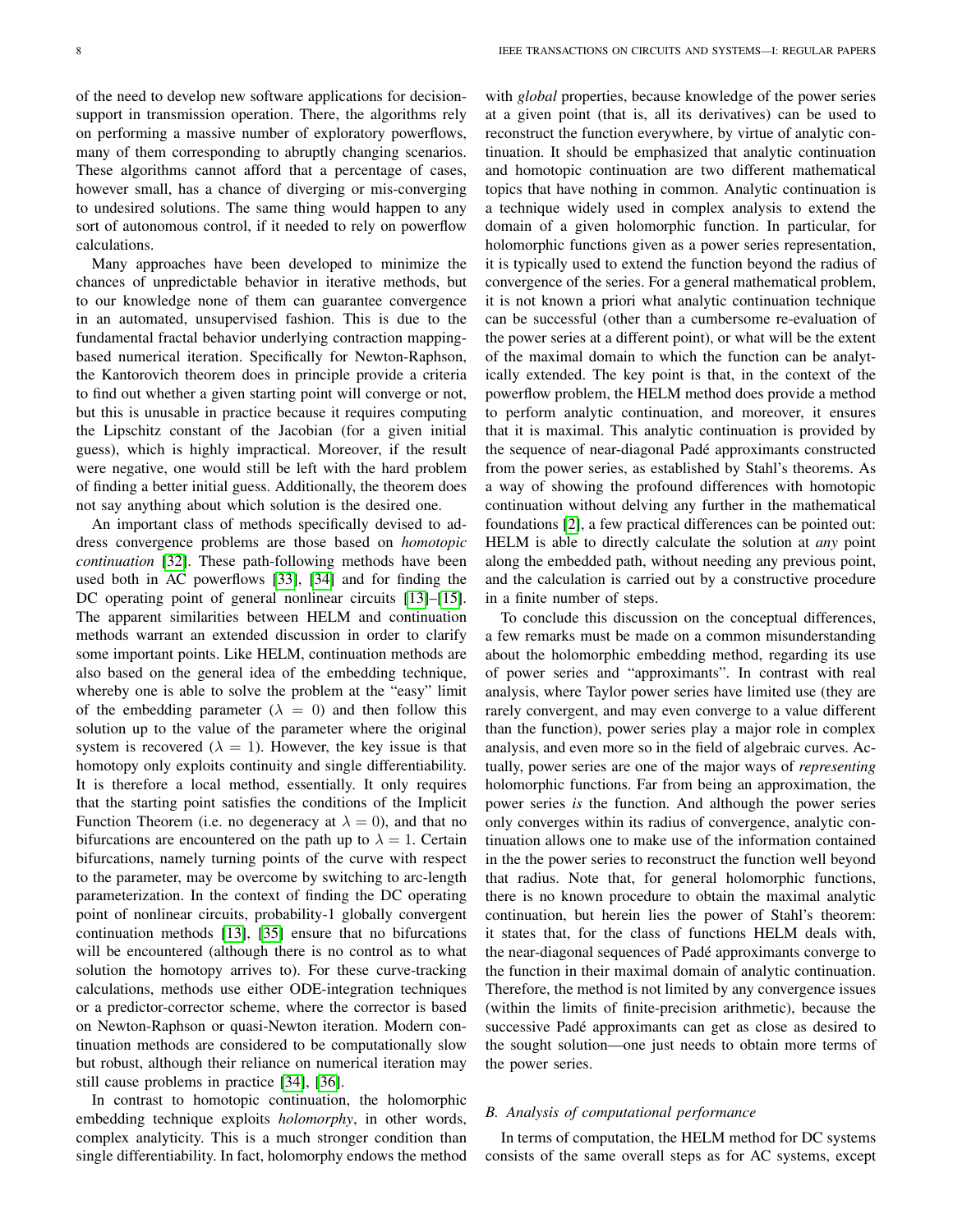of the need to develop new software applications for decision-support in transmission operation. There, the algorithms rely on performing a massive number of exploratory powerflows, many of them corresponding to abruptly changing scenarios. These algorithms cannot afford that a percentage of cases, however small, has a chance of diverging or mis-converging to undesired solutions. The same thing would happen to any sort of autonomous control, if it needed to rely on powerflow calculations.

Many approaches have been developed to minimize the chances of unpredictable behavior in iterative methods, but to our knowledge none of them can guarantee convergence in an automated, unsupervised fashion. This is due to the fundamental fractal behavior underlying contraction mapping-based numerical iteration. Specifically for Newton-Raphson, the Kantorovich theorem does in principle provide a criteria to find out whether a given starting point will converge or not, but this is unusable in practice because it requires computing the Lipschitz constant of the Jacobian (for a given initial guess), which is highly impractical. Moreover, if the result were negative, one would still be left with the hard problem of finding a better initial guess. Additionally, the theorem does not say anything about which solution is the desired one.

An important class of methods specifically devised to address convergence problems are those based on *homotopic continuation* [32]. These path-following methods have been used both in AC powerflows [33], [34] and for finding the DC operating point of general nonlinear circuits [13]–[15]. The apparent similarities between HELM and continuation methods warrant an extended discussion in order to clarify some important points. Like HELM, continuation methods are also based on the general idea of the embedding technique, whereby one is able to solve the problem at the "easy" limit of the embedding parameter ($\lambda = 0$) and then follow this solution up to the value of the parameter where the original system is recovered ($\lambda = 1$). However, the key issue is that homotopy only exploits continuity and single differentiability. It is therefore a local method, essentially. It only requires that the starting point satisfies the conditions of the Implicit Function Theorem (i.e. no degeneracy at $\lambda = 0$), and that no bifurcations are encountered on the path up to $\lambda = 1$. Certain bifurcations, namely turning points of the curve with respect to the parameter, may be overcome by switching to arc-length parameterization. In the context of finding the DC operating point of nonlinear circuits, probability-1 globally convergent continuation methods [13], [35] ensure that no bifurcations will be encountered (although there is no control as to what solution the homotopy arrives to). For these curve-tracking calculations, methods use either ODE-integration techniques or a predictor-corrector scheme, where the corrector is based on Newton-Raphson or quasi-Newton iteration. Modern continuation methods are considered to be computationally slow but robust, although their reliance on numerical iteration may still cause problems in practice [34], [36].

In contrast to homotopic continuation, the holomorphic embedding technique exploits *holomorphy*, in other words, complex analyticity. This is a much stronger condition than single differentiability. In fact, holomorphy endows the method with *global* properties, because knowledge of the power series at a given point (that is, all its derivatives) can be used to reconstruct the function everywhere, by virtue of analytic continuation. It should be emphasized that analytic continuation and homotopic continuation are two different mathematical topics that have nothing in common. Analytic continuation is a technique widely used in complex analysis to extend the domain of a given holomorphic function. In particular, for holomorphic functions given as a power series representation, it is typically used to extend the function beyond the radius of convergence of the series. For a general mathematical problem, it is not known a priori what analytic continuation technique can be successful (other than a cumbersome re-evaluation of the power series at a different point), or what will be the extent of the maximal domain to which the function can be analytically extended. The key point is that, in the context of the powerflow problem, the HELM method does provide a method to perform analytic continuation, and moreover, it ensures that it is maximal. This analytic continuation is provided by the sequence of near-diagonal Padé approximants constructed from the power series, as established by Stahl's theorems. As a way of showing the profound differences with homotopic continuation without delving any further in the mathematical foundations [2], a few practical differences can be pointed out: HELM is able to directly calculate the solution at *any* point along the embedded path, without needing any previous point, and the calculation is carried out by a constructive procedure in a finite number of steps.

To conclude this discussion on the conceptual differences, a few remarks must be made on a common misunderstanding about the holomorphic embedding method, regarding its use of power series and "approximants". In contrast with real analysis, where Taylor power series have limited use (they are rarely convergent, and may even converge to a value different than the function), power series play a major role in complex analysis, and even more so in the field of algebraic curves. Actually, power series are one of the major ways of *representing* holomorphic functions. Far from being an approximation, the power series *is* the function. And although the power series only converges within its radius of convergence, analytic continuation allows one to make use of the information contained in the the power series to reconstruct the function well beyond that radius. Note that, for general holomorphic functions, there is no known procedure to obtain the maximal analytic continuation, but herein lies the power of Stahl's theorem: it states that, for the class of functions HELM deals with, the near-diagonal sequences of Padé approximants converge to the function in their maximal domain of analytic continuation. Therefore, the method is not limited by any convergence issues (within the limits of finite-precision arithmetic), because the successive Padé approximants can get as close as desired to the sought solution—one just needs to obtain more terms of the power series.

### B. Analysis of computational performance

In terms of computation, the HELM method for DC systems consists of the same overall steps as for AC systems, except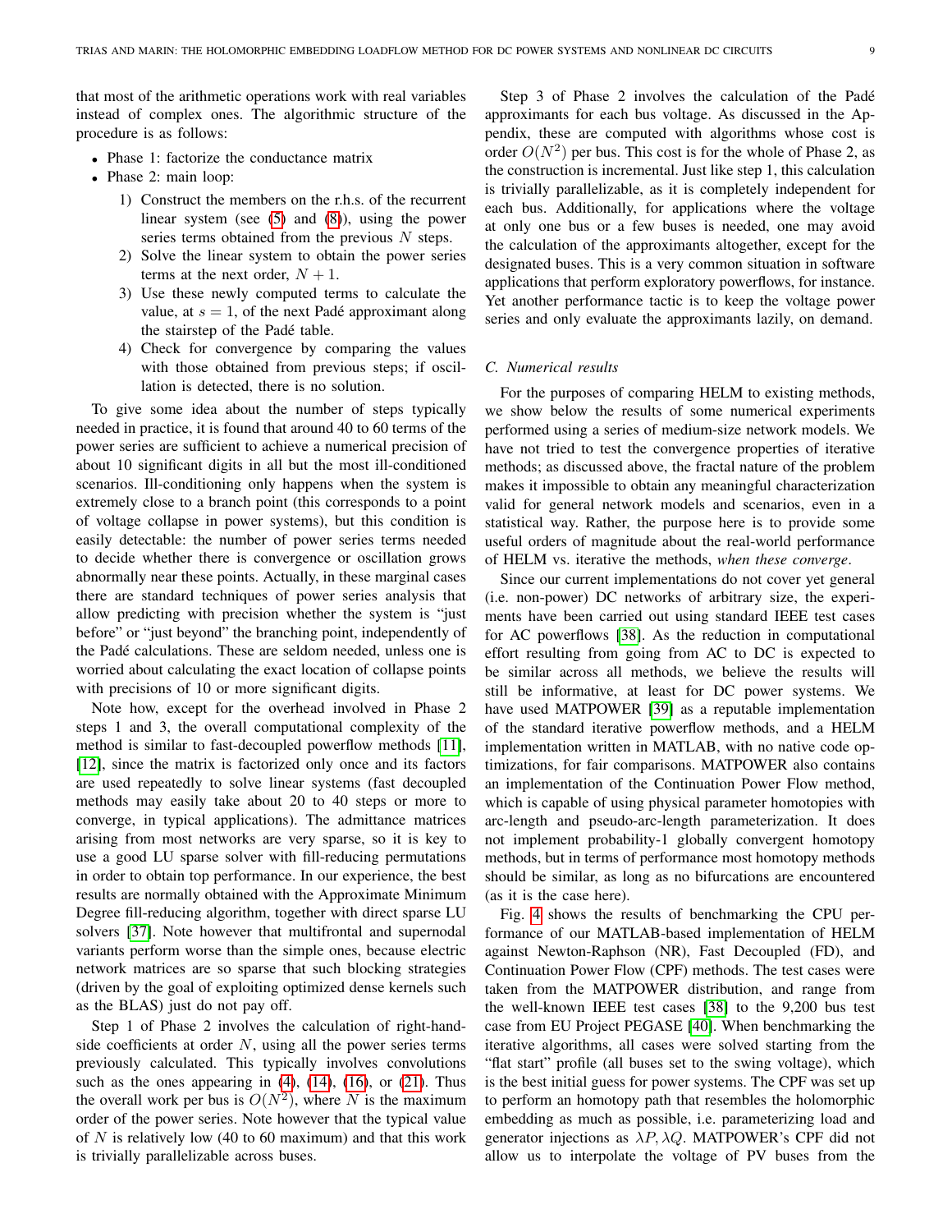that most of the arithmetic operations work with real variables instead of complex ones. The algorithmic structure of the procedure is as follows:

- Phase 1: factorize the conductance matrix
- Phase 2: main loop:
  1) Construct the members on the r.h.s. of the recurrent linear system (see (5) and (8)), using the power series terms obtained from the previous $N$ steps.
  2) Solve the linear system to obtain the power series terms at the next order, $N+1$.
  3) Use these newly computed terms to calculate the value, at $s=1$, of the next Padé approximant along the stairstep of the Padé table.
  4) Check for convergence by comparing the values with those obtained from previous steps; if oscillation is detected, there is no solution.

To give some idea about the number of steps typically needed in practice, it is found that around 40 to 60 terms of the power series are sufficient to achieve a numerical precision of about 10 significant digits in all but the most ill-conditioned scenarios. Ill-conditioning only happens when the system is extremely close to a branch point (this corresponds to a point of voltage collapse in power systems), but this condition is easily detectable: the number of power series terms needed to decide whether there is convergence or oscillation grows abnormally near these points. Actually, in these marginal cases there are standard techniques of power series analysis that allow predicting with precision whether the system is "just before" or "just beyond" the branching point, independently of the Padé calculations. These are seldom needed, unless one is worried about calculating the exact location of collapse points with precisions of 10 or more significant digits.

Note how, except for the overhead involved in Phase 2 steps 1 and 3, the overall computational complexity of the method is similar to fast-decoupled powerflow methods [11], [12], since the matrix is factorized only once and its factors are used repeatedly to solve linear systems (fast decoupled methods may easily take about 20 to 40 steps or more to converge, in typical applications). The admittance matrices arising from most networks are very sparse, so it is key to use a good LU sparse solver with fill-reducing permutations in order to obtain top performance. In our experience, the best results are normally obtained with the Approximate Minimum Degree fill-reducing algorithm, together with direct sparse LU solvers [37]. Note however that multifrontal and supernodal variants perform worse than the simple ones, because electric network matrices are so sparse that such blocking strategies (driven by the goal of exploiting optimized dense kernels such as the BLAS) just do not pay off.

Step 1 of Phase 2 involves the calculation of right-hand-side coefficients at order $N$, using all the power series terms previously calculated. This typically involves convolutions such as the ones appearing in (4), (14), (16), or (21). Thus the overall work per bus is $O(N^2)$, where $N$ is the maximum order of the power series. Note however that the typical value of $N$ is relatively low (40 to 60 maximum) and that this work is trivially parallelizable across buses.

Step 3 of Phase 2 involves the calculation of the Padé approximants for each bus voltage. As discussed in the Appendix, these are computed with algorithms whose cost is order $O(N^2)$ per bus. This cost is for the whole of Phase 2, as the construction is incremental. Just like step 1, this calculation is trivially parallelizable, as it is completely independent for each bus. Additionally, for applications where the voltage at only one bus or a few buses is needed, one may avoid the calculation of the approximants altogether, except for the designated buses. This is a very common situation in software applications that perform exploratory powerflows, for instance. Yet another performance tactic is to keep the voltage power series and only evaluate the approximants lazily, on demand.

### C. Numerical results

For the purposes of comparing HELM to existing methods, we show below the results of some numerical experiments performed using a series of medium-size network models. We have not tried to test the convergence properties of iterative methods; as discussed above, the fractal nature of the problem makes it impossible to obtain any meaningful characterization valid for general network models and scenarios, even in a statistical way. Rather, the purpose here is to provide some useful orders of magnitude about the real-world performance of HELM vs. iterative the methods, *when these converge*.

Since our current implementations do not cover yet general (i.e. non-power) DC networks of arbitrary size, the experiments have been carried out using standard IEEE test cases for AC powerflows [38]. As the reduction in computational effort resulting from going from AC to DC is expected to be similar across all methods, we believe the results will still be informative, at least for DC power systems. We have used MATPOWER [39] as a reputable implementation of the standard iterative powerflow methods, and a HELM implementation written in MATLAB, with no native code optimizations, for fair comparisons. MATPOWER also contains an implementation of the Continuation Power Flow method, which is capable of using physical parameter homotopies with arc-length and pseudo-arc-length parameterization. It does not implement probability-1 globally convergent homotopy methods, but in terms of performance most homotopy methods should be similar, as long as no bifurcations are encountered (as it is the case here).

Fig. 4 shows the results of benchmarking the CPU performance of our MATLAB-based implementation of HELM against Newton-Raphson (NR), Fast Decoupled (FD), and Continuation Power Flow (CPF) methods. The test cases were taken from the MATPOWER distribution, and range from the well-known IEEE test cases [38] to the 9,200 bus test case from EU Project PEGASE [40]. When benchmarking the iterative algorithms, all cases were solved starting from the "flat start" profile (all buses set to the swing voltage), which is the best initial guess for power systems. The CPF was set up to perform an homotopy path that resembles the holomorphic embedding as much as possible, i.e. parameterizing load and generator injections as $\lambda P, \lambda Q$. MATPOWER's CPF did not allow us to interpolate the voltage of PV buses from the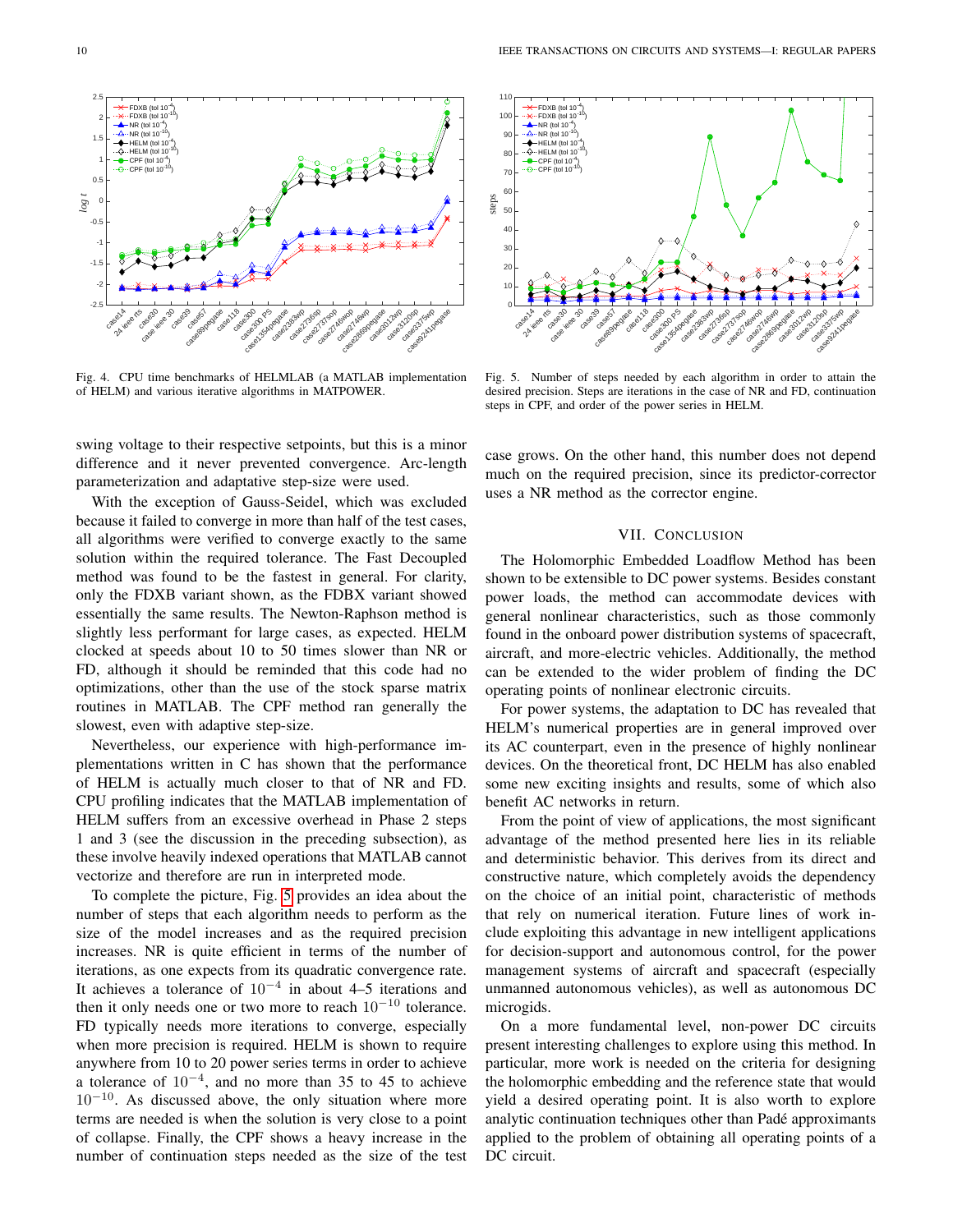Fig. 4. CPU time benchmarks of HELMLAB (a MATLAB implementation of HELM) and various iterative algorithms in MATPOWER.

Fig. 5. Number of steps needed by each algorithm in order to attain the desired precision. Steps are iterations in the case of NR and FD, continuation steps in CPF, and order of the power series in HELM.

swing voltage to their respective setpoints, but this is a minor difference and it never prevented convergence. Arc-length parameterization and adaptative step-size were used.

With the exception of Gauss-Seidel, which was excluded because it failed to converge in more than half of the test cases, all algorithms were verified to converge exactly to the same solution within the required tolerance. The Fast Decoupled method was found to be the fastest in general. For clarity, only the FDXB variant shown, as the FDBX variant showed essentially the same results. The Newton-Raphson method is slightly less performant for large cases, as expected. HELM clocked at speeds about 10 to 50 times slower than NR or FD, although it should be reminded that this code had no optimizations, other than the use of the stock sparse matrix routines in MATLAB. The CPF method ran generally the slowest, even with adaptive step-size.

Nevertheless, our experience with high-performance implementations written in C has shown that the performance of HELM is actually much closer to that of NR and FD. CPU profiling indicates that the MATLAB implementation of HELM suffers from an excessive overhead in Phase 2 steps 1 and 3 (see the discussion in the preceding subsection), as these involve heavily indexed operations that MATLAB cannot vectorize and therefore are run in interpreted mode.

To complete the picture, Fig. 5 provides an idea about the number of steps that each algorithm needs to perform as the size of the model increases and as the required precision increases. NR is quite efficient in terms of the number of iterations, as one expects from its quadratic convergence rate. It achieves a tolerance of $10^{-4}$ in about 4–5 iterations and then it only needs one or two more to reach $10^{-10}$ tolerance. FD typically needs more iterations to converge, especially when more precision is required. HELM is shown to require anywhere from 10 to 20 power series terms in order to achieve a tolerance of $10^{-4}$, and no more than 35 to 45 to achieve $10^{-10}$. As discussed above, the only situation where more terms are needed is when the solution is very close to a point of collapse. Finally, the CPF shows a heavy increase in the number of continuation steps needed as the size of the test case grows. On the other hand, this number does not depend much on the required precision, since its predictor-corrector uses a NR method as the corrector engine.

## VII. Conclusion

The Holomorphic Embedded Loadflow Method has been shown to be extensible to DC power systems. Besides constant power loads, the method can accommodate devices with general nonlinear characteristics, such as those commonly found in the onboard power distribution systems of spacecraft, aircraft, and more-electric vehicles. Additionally, the method can be extended to the wider problem of finding the DC operating points of nonlinear electronic circuits.

For power systems, the adaptation to DC has revealed that HELM's numerical properties are in general improved over its AC counterpart, even in the presence of highly nonlinear devices. On the theoretical front, DC HELM has also enabled some new exciting insights and results, some of which also benefit AC networks in return.

From the point of view of applications, the most significant advantage of the method presented here lies in its reliable and deterministic behavior. This derives from its direct and constructive nature, which completely avoids the dependency on the choice of an initial point, characteristic of methods that rely on numerical iteration. Future lines of work include exploiting this advantage in new intelligent applications for decision-support and autonomous control, for the power management systems of aircraft and spacecraft (especially unmanned autonomous vehicles), as well as autonomous DC microgids.

On a more fundamental level, non-power DC circuits present interesting challenges to explore using this method. In particular, more work is needed on the criteria for designing the holomorphic embedding and the reference state that would yield a desired operating point. It is also worth to explore analytic continuation techniques other than Padé approximants applied to the problem of obtaining all operating points of a DC circuit.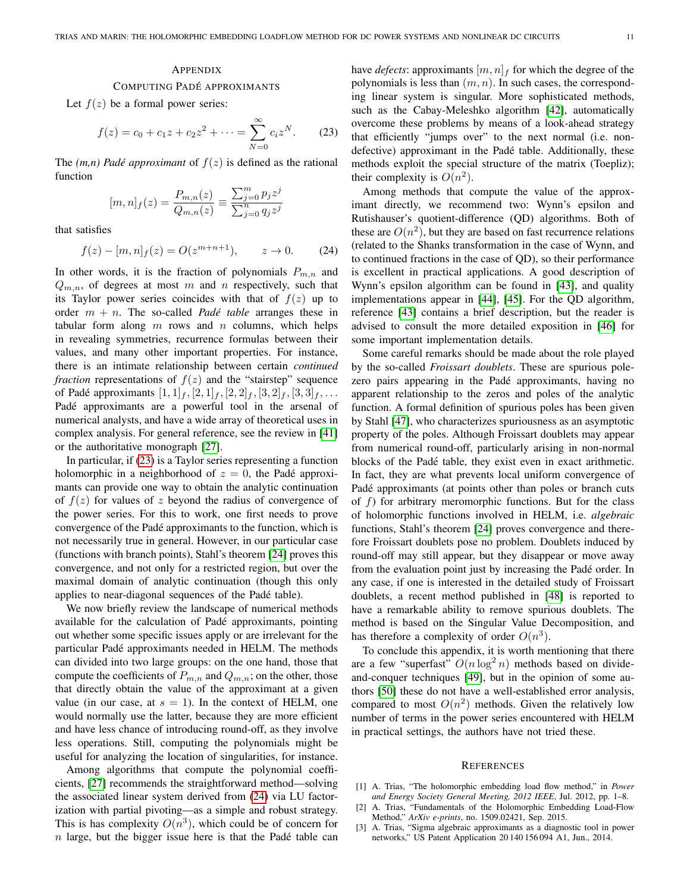# Appendix

## Computing Padé approximants

Let $f(z)$ be a formal power series:

$$f(z) = c_0 + c_1 z + c_2 z^2 + \cdots = \sum_{N=0}^{\infty} c_i z^N. \qquad (23)$$

The *(m,n) Padé approximant* of $f(z)$ is defined as the rational function

$$[m,n]_f(z) = \frac{P_{m,n}(z)}{Q_{m,n}(z)} \equiv \frac{\sum_{j=0}^{m} p_j z^j}{\sum_{j=0}^{n} q_j z^j}$$

that satisfies

$$f(z) - [m,n]_f(z) = O(z^{m+n+1}), \qquad z \to 0. \qquad (24)$$

In other words, it is the fraction of polynomials $P_{m,n}$ and $Q_{m,n}$, of degrees at most $m$ and $n$ respectively, such that its Taylor power series coincides with that of $f(z)$ up to order $m+n$. The so-called *Padé table* arranges these in tabular form along $m$ rows and $n$ columns, which helps in revealing symmetries, recurrence formulas between their values, and many other important properties. For instance, there is an intimate relationship between certain *continued fraction* representations of $f(z)$ and the "stairstep" sequence of Padé approximants $[1,1]_f, [2,1]_f, [2,2]_f, [3,2]_f, [3,3]_f, \ldots$ Padé approximants are a powerful tool in the arsenal of numerical analysts, and have a wide array of theoretical uses in complex analysis. For general reference, see the review in [41] or the authoritative monograph [27].

In particular, if (23) is a Taylor series representing a function holomorphic in a neighborhood of $z=0$, the Padé approximants can provide one way to obtain the analytic continuation of $f(z)$ for values of $z$ beyond the radius of convergence of the power series. For this to work, one first needs to prove convergence of the Padé approximants to the function, which is not necessarily true in general. However, in our particular case (functions with branch points), Stahl's theorem [24] proves this convergence, and not only for a restricted region, but over the maximal domain of analytic continuation (though this only applies to near-diagonal sequences of the Padé table).

We now briefly review the landscape of numerical methods available for the calculation of Padé approximants, pointing out whether some specific issues apply or are irrelevant for the particular Padé approximants needed in HELM. The methods can divided into two large groups: on the one hand, those that compute the coefficients of $P_{m,n}$ and $Q_{m,n}$; on the other, those that directly obtain the value of the approximant at a given value (in our case, at $s=1$). In the context of HELM, one would normally use the latter, because they are more efficient and have less chance of introducing round-off, as they involve less operations. Still, computing the polynomials might be useful for analyzing the location of singularities, for instance.

Among algorithms that compute the polynomial coefficients, [27] recommends the straightforward method—solving the associated linear system derived from (24) via LU factorization with partial pivoting—as a simple and robust strategy. This is has complexity $O(n^3)$, which could be of concern for $n$ large, but the bigger issue here is that the Padé table can have *defects*: approximants $[m,n]_f$ for which the degree of the polynomials is less than $(m,n)$. In such cases, the corresponding linear system is singular. More sophisticated methods, such as the Cabay-Meleshko algorithm [42], automatically overcome these problems by means of a look-ahead strategy that efficiently "jumps over" to the next normal (i.e. non-defective) approximant in the Padé table. Additionally, these methods exploit the special structure of the matrix (Toepliz); their complexity is $O(n^2)$.

Among methods that compute the value of the approximant directly, we recommend two: Wynn's epsilon and Rutishauser's quotient-difference (QD) algorithms. Both of these are $O(n^2)$, but they are based on fast recurrence relations (related to the Shanks transformation in the case of Wynn, and to continued fractions in the case of QD), so their performance is excellent in practical applications. A good description of Wynn's epsilon algorithm can be found in [43], and quality implementations appear in [44], [45]. For the QD algorithm, reference [43] contains a brief description, but the reader is advised to consult the more detailed exposition in [46] for some important implementation details.

Some careful remarks should be made about the role played by the so-called *Froissart doublets*. These are spurious pole-zero pairs appearing in the Padé approximants, having no apparent relationship to the zeros and poles of the analytic function. A formal definition of spurious poles has been given by Stahl [47], who characterizes spuriousness as an asymptotic property of the poles. Although Froissart doublets may appear from numerical round-off, particularly arising in non-normal blocks of the Padé table, they exist even in exact arithmetic. In fact, they are what prevents local uniform convergence of Padé approximants (at points other than poles or branch cuts of $f$) for arbitrary meromorphic functions. But for the class of holomorphic functions involved in HELM, i.e. *algebraic* functions, Stahl's theorem [24] proves convergence and therefore Froissart doublets pose no problem. Doublets induced by round-off may still appear, but they disappear or move away from the evaluation point just by increasing the Padé order. In any case, if one is interested in the detailed study of Froissart doublets, a recent method published in [48] is reported to have a remarkable ability to remove spurious doublets. The method is based on the Singular Value Decomposition, and has therefore a complexity of order $O(n^3)$.

To conclude this appendix, it is worth mentioning that there are a few "superfast" $O(n \log^2 n)$ methods based on divide-and-conquer techniques [49], but in the opinion of some authors [50] these do not have a well-established error analysis, compared to most $O(n^2)$ methods. Given the relatively low number of terms in the power series encountered with HELM in practical settings, the authors have not tried these.

# References

[1] A. Trias, "The holomorphic embedding load flow method," in *Power and Energy Society General Meeting, 2012 IEEE*, Jul. 2012, pp. 1–8.

[2] A. Trias, "Fundamentals of the Holomorphic Embedding Load-Flow Method," *ArXiv e-prints*, no. 1509.02421, Sep. 2015.

[3] A. Trias, "Sigma algebraic approximants as a diagnostic tool in power networks," US Patent Application 20 140 156 094 A1, Jun., 2014.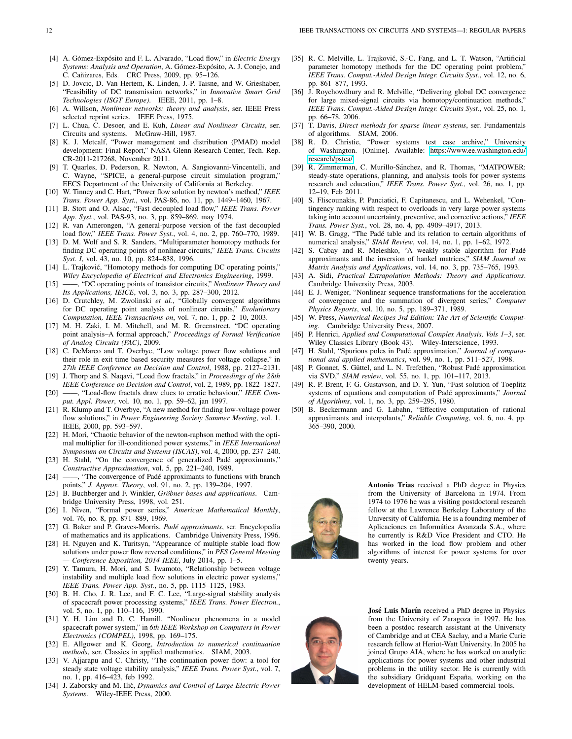[4] A. Gómez-Expósito and F. L. Alvarado, "Load flow," in *Electric Energy Systems: Analysis and Operation*, A. Gómez-Expósito, A. J. Conejo, and C. Cañizares, Eds. CRC Press, 2009, pp. 95–126.

[5] D. Jovcic, D. Van Hertem, K. Linden, J.-P. Taisne, and W. Grieshaber, "Feasibility of DC transmission networks," in *Innovative Smart Grid Technologies (ISGT Europe)*. IEEE, 2011, pp. 1–8.

[6] A. Willson, *Nonlinear networks: theory and analysis*, ser. IEEE Press selected reprint series. IEEE Press, 1975.

[7] L. Chua, C. Desoer, and E. Kuh, *Linear and Nonlinear Circuits*, ser. Circuits and systems. McGraw-Hill, 1987.

[8] K. J. Metcalf, "Power management and distribution (PMAD) model development: Final Report," NASA Glenn Research Center, Tech. Rep. CR-2011-217268, November 2011.

[9] T. Quarles, D. Pederson, R. Newton, A. Sangiovanni-Vincentelli, and C. Wayne, "SPICE, a general-purpose circuit simulation program," EECS Department of the University of California at Berkeley.

[10] W. Tinney and C. Hart, "Power flow solution by newton's method," *IEEE Trans. Power App. Syst.*, vol. PAS-86, no. 11, pp. 1449–1460, 1967.

[11] B. Stott and O. Alsac, "Fast decoupled load flow," *IEEE Trans. Power App. Syst.*, vol. PAS-93, no. 3, pp. 859–869, may 1974.

[12] R. van Amerongen, "A general-purpose version of the fast decoupled load flow," *IEEE Trans. Power Syst.*, vol. 4, no. 2, pp. 760–770, 1989.

[13] D. M. Wolf and S. R. Sanders, "Multiparameter homotopy methods for finding DC operating points of nonlinear circuits," *IEEE Trans. Circuits Syst. I*, vol. 43, no. 10, pp. 824–838, 1996.

[14] L. Trajković, "Homotopy methods for computing DC operating points," *Wiley Encyclopedia of Electrical and Electronics Engineering*, 1999.

[15] ——, "DC operating points of transistor circuits," *Nonlinear Theory and Its Applications, IEICE*, vol. 3, no. 3, pp. 287–300, 2012.

[16] D. Crutchley, M. Zwolinski *et al.*, "Globally convergent algorithms for DC operating point analysis of nonlinear circuits," *Evolutionary Computation, IEEE Transactions on*, vol. 7, no. 1, pp. 2–10, 2003.

[17] M. H. Zaki, I. M. Mitchell, and M. R. Greenstreet, "DC operating point analysis–A formal approach," *Proceedings of Formal Verification of Analog Circuits (FAC)*, 2009.

[18] C. DeMarco and T. Overbye, "Low voltage power flow solutions and their role in exit time based security measures for voltage collapse," in *27th IEEE Conference on Decision and Control*, 1988, pp. 2127–2131.

[19] J. Thorp and S. Naqavi, "Load flow fractals," in *Proceedings of the 28th IEEE Conference on Decision and Control*, vol. 2, 1989, pp. 1822–1827.

[20] ——, "Load-flow fractals draw clues to erratic behaviour," *IEEE Comput. Appl. Power*, vol. 10, no. 1, pp. 59–62, jan 1997.

[21] R. Klump and T. Overbye, "A new method for finding low-voltage power flow solutions," in *Power Engineering Society Summer Meeting*, vol. 1. IEEE, 2000, pp. 593–597.

[22] H. Mori, "Chaotic behavior of the newton-raphson method with the optimal multiplier for ill-conditioned power systems," in *IEEE International Symposium on Circuits and Systems (ISCAS)*, vol. 4, 2000, pp. 237–240.

[23] H. Stahl, "On the convergence of generalized Padé approximants," *Constructive Approximation*, vol. 5, pp. 221–240, 1989.

[24] ——, "The convergence of Padé approximants to functions with branch points," *J. Approx. Theory*, vol. 91, no. 2, pp. 139–204, 1997.

[25] B. Buchberger and F. Winkler, *Gröbner bases and applications*. Cambridge University Press, 1998, vol. 251.

[26] I. Niven, "Formal power series," *American Mathematical Monthly*, vol. 76, no. 8, pp. 871–889, 1969.

[27] G. Baker and P. Graves-Morris, *Padé approximants*, ser. Encyclopedia of mathematics and its applications. Cambridge University Press, 1996.

[28] H. Nguyen and K. Turitsyn, "Appearance of multiple stable load flow solutions under power flow reversal conditions," in *PES General Meeting — Conference Exposition, 2014 IEEE*, July 2014, pp. 1–5.

[29] Y. Tamura, H. Mori, and S. Iwamoto, "Relationship between voltage instability and multiple load flow solutions in electric power systems," *IEEE Trans. Power App. Syst.*, no. 5, pp. 1115–1125, 1983.

[30] B. H. Cho, J. R. Lee, and F. C. Lee, "Large-signal stability analysis of spacecraft power processing systems," *IEEE Trans. Power Electron.*, vol. 5, no. 1, pp. 110–116, 1990.

[31] Y. H. Lim and D. C. Hamill, "Nonlinear phenomena in a model spacecraft power system," in *6th IEEE Workshop on Computers in Power Electronics (COMPEL)*, 1998, pp. 169–175.

[32] E. Allgower and K. Georg, *Introduction to numerical continuation methods*, ser. Classics in applied mathematics. SIAM, 2003.

[33] V. Ajjarapu and C. Christy, "The continuation power flow: a tool for steady state voltage stability analysis," *IEEE Trans. Power Syst.*, vol. 7, no. 1, pp. 416–423, feb 1992.

[34] J. Zaborsky and M. Ilič, *Dynamics and Control of Large Electric Power Systems*. Wiley-IEEE Press, 2000.

[35] R. C. Melville, L. Trajković, S.-C. Fang, and L. T. Watson, "Artificial parameter homotopy methods for the DC operating point problem," *IEEE Trans. Comput.-Aided Design Integr. Circuits Syst.*, vol. 12, no. 6, pp. 861–877, 1993.

[36] J. Roychowdhury and R. Melville, "Delivering global DC convergence for large mixed-signal circuits via homotopy/continuation methods," *IEEE Trans. Comput.-Aided Design Integr. Circuits Syst.*, vol. 25, no. 1, pp. 66–78, 2006.

[37] T. Davis, *Direct methods for sparse linear systems*, ser. Fundamentals of algorithms. SIAM, 2006.

[38] R. D. Christie, "Power systems test case archive," University of Washington. [Online]. Available: https://www.ee.washington.edu/research/pstca/

[39] R. Zimmerman, C. Murillo-Sánchez, and R. Thomas, "MATPOWER: steady-state operations, planning, and analysis tools for power systems research and education," *IEEE Trans. Power Syst.*, vol. 26, no. 1, pp. 12–19, Feb 2011.

[40] S. Fliscounakis, P. Panciatici, F. Capitanescu, and L. Wehenkel, "Contingency ranking with respect to overloads in very large power systems taking into account uncertainty, preventive, and corrective actions," *IEEE Trans. Power Syst.*, vol. 28, no. 4, pp. 4909–4917, 2013.

[41] W. B. Gragg, "The Padé table and its relation to certain algorithms of numerical analysis," *SIAM Review*, vol. 14, no. 1, pp. 1–62, 1972.

[42] S. Cabay and R. Meleshko, "A weakly stable algorithm for Padé approximants and the inversion of hankel matrices," *SIAM Journal on Matrix Analysis and Applications*, vol. 14, no. 3, pp. 735–765, 1993.

[43] A. Sidi, *Practical Extrapolation Methods: Theory and Applications*. Cambridge University Press, 2003.

[44] E. J. Weniger, "Nonlinear sequence transformations for the acceleration of convergence and the summation of divergent series," *Computer Physics Reports*, vol. 10, no. 5, pp. 189–371, 1989.

[45] W. Press, *Numerical Recipes 3rd Edition: The Art of Scientific Computing*. Cambridge University Press, 2007.

[46] P. Henrici, *Applied and Computational Complex Analysis, Vols 1–3*, ser. Wiley Classics Library (Book 43). Wiley-Interscience, 1993.

[47] H. Stahl, "Spurious poles in Padé approximation," *Journal of computational and applied mathematics*, vol. 99, no. 1, pp. 511–527, 1998.

[48] P. Gonnet, S. Güttel, and L. N. Trefethen, "Robust Padé approximation via SVD," *SIAM review*, vol. 55, no. 1, pp. 101–117, 2013.

[49] R. P. Brent, F. G. Gustavson, and D. Y. Yun, "Fast solution of Toeplitz systems of equations and computation of Padé approximants," *Journal of Algorithms*, vol. 1, no. 3, pp. 259–295, 1980.

[50] B. Beckermann and G. Labahn, "Effective computation of rational approximants and interpolants," *Reliable Computing*, vol. 6, no. 4, pp. 365–390, 2000.

**Antonio Trias** received a PhD degree in Physics from the University of Barcelona in 1974. From 1974 to 1976 he was a visiting postdoctoral research fellow at the Lawrence Berkeley Laboratory of the University of California. He is a founding member of Aplicaciones en Informática Avanzada S.A., where he currently is R&D Vice President and CTO. He has worked in the load flow problem and other algorithms of interest for power systems for over twenty years.

**José Luis Marín** received a PhD degree in Physics from the University of Zaragoza in 1997. He has been a postdoc research assistant at the University of Cambridge and at CEA Saclay, and a Marie Curie research fellow at Heriot-Watt University. In 2005 he joined Grupo AIA, where he has worked on analytic applications for power systems and other industrial problems in the utility sector. He is currently with the subsidiary Gridquant España, working on the development of HELM-based commercial tools.